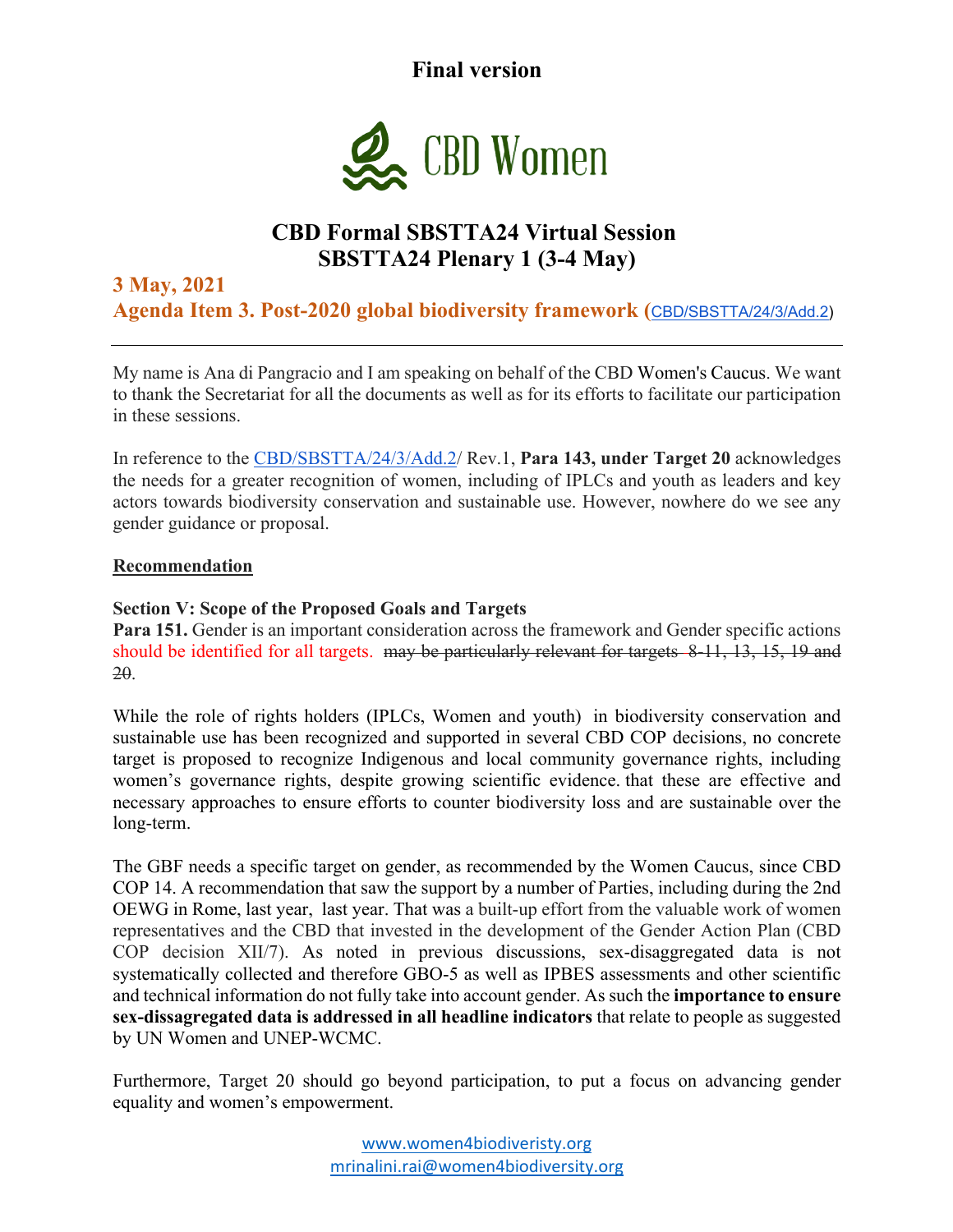**Final version**

CBD Women

# CBD Formal SBSTTA24 Virtual Session
# SBSTTA24 Plenary 1 (3-4 May)

## 3 May, 2021
## Agenda Item 3. Post-2020 global biodiversity framework (CBD/SBSTTA/24/3/Add.2)

---

My name is Ana di Pangracio and I am speaking on behalf of the CBD Women's Caucus. We want to thank the Secretariat for all the documents as well as for its efforts to facilitate our participation in these sessions.

In reference to the CBD/SBSTTA/24/3/Add.2/ Rev.1, **Para 143, under Target 20** acknowledges the needs for a greater recognition of women, including of IPLCs and youth as leaders and key actors towards biodiversity conservation and sustainable use. However, nowhere do we see any gender guidance or proposal.

**Recommendation**

**Section V: Scope of the Proposed Goals and Targets**
**Para 151.** Gender is an important consideration across the framework and Gender specific actions should be identified for all targets. ~~may be particularly relevant for targets 8-11, 13, 15, 19 and 20~~.

While the role of rights holders (IPLCs, Women and youth) in biodiversity conservation and sustainable use has been recognized and supported in several CBD COP decisions, no concrete target is proposed to recognize Indigenous and local community governance rights, including women's governance rights, despite growing scientific evidence. that these are effective and necessary approaches to ensure efforts to counter biodiversity loss and are sustainable over the long-term.

The GBF needs a specific target on gender, as recommended by the Women Caucus, since CBD COP 14. A recommendation that saw the support by a number of Parties, including during the 2nd OEWG in Rome, last year, last year. That was a built-up effort from the valuable work of women representatives and the CBD that invested in the development of the Gender Action Plan (CBD COP decision XII/7). As noted in previous discussions, sex-disaggregated data is not systematically collected and therefore GBO-5 as well as IPBES assessments and other scientific and technical information do not fully take into account gender. As such the **importance to ensure sex-dissagregated data is addressed in all headline indicators** that relate to people as suggested by UN Women and UNEP-WCMC.

Furthermore, Target 20 should go beyond participation, to put a focus on advancing gender equality and women's empowerment.

www.women4biodiveristy.org
mrinalini.rai@women4biodiversity.org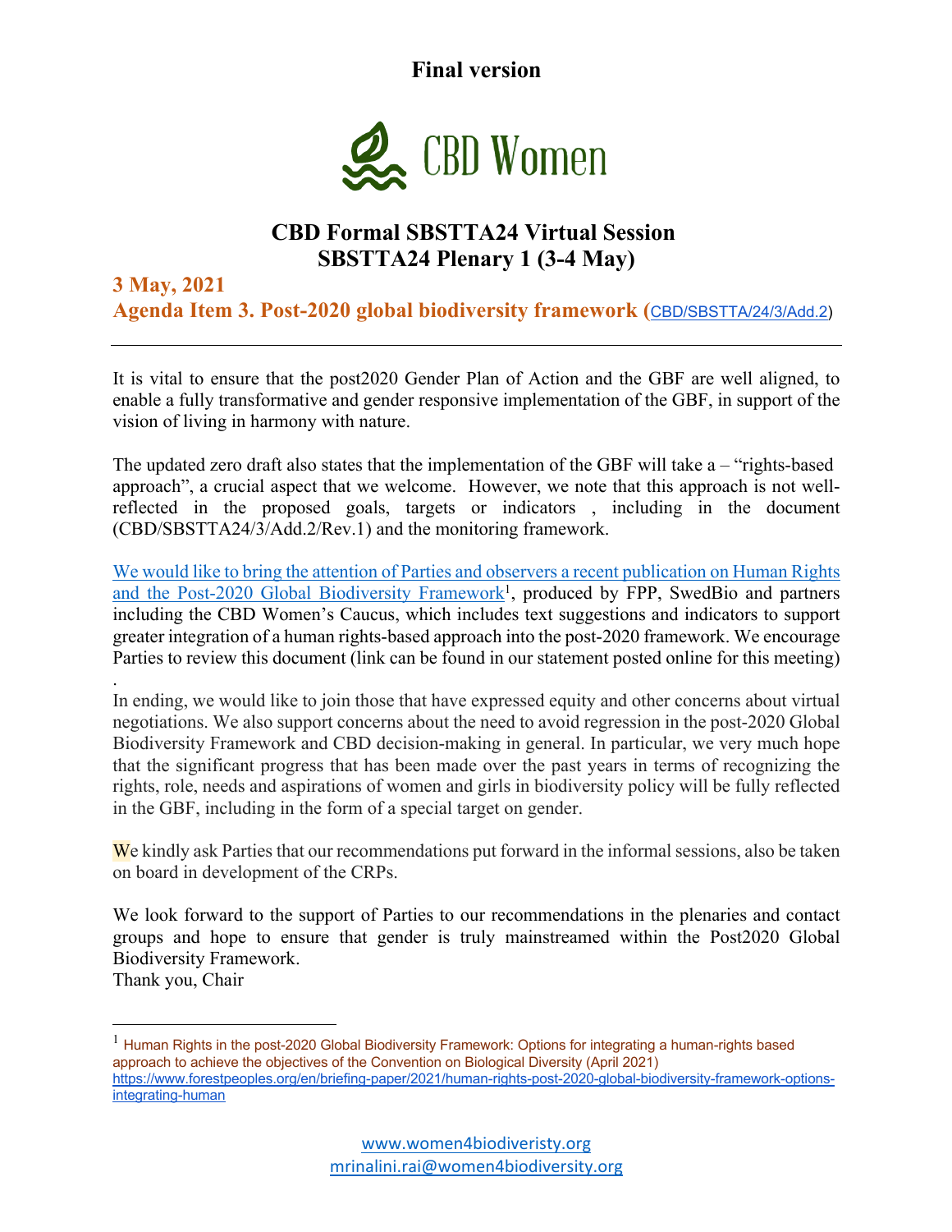**Final version**

CBD Women

## CBD Formal SBSTTA24 Virtual Session
## SBSTTA24 Plenary 1 (3-4 May)

**3 May, 2021**
**Agenda Item 3. Post-2020 global biodiversity framework (**[CBD/SBSTTA/24/3/Add.2](CBD/SBSTTA/24/3/Add.2)**)**

---

It is vital to ensure that the post2020 Gender Plan of Action and the GBF are well aligned, to enable a fully transformative and gender responsive implementation of the GBF, in support of the vision of living in harmony with nature.

The updated zero draft also states that the implementation of the GBF will take a – "rights-based approach", a crucial aspect that we welcome. However, we note that this approach is not well-reflected in the proposed goals, targets or indicators , including in the document (CBD/SBSTTA24/3/Add.2/Rev.1) and the monitoring framework.

[We would like to bring the attention of Parties and observers a recent publication on Human Rights and the Post-2020 Global Biodiversity Framework](https://www.forestpeoples.org/en/briefing-paper/2021/human-rights-post-2020-global-biodiversity-framework-options-integrating-human)[1], produced by FPP, SwedBio and partners including the CBD Women's Caucus, which includes text suggestions and indicators to support greater integration of a human rights-based approach into the post-2020 framework. We encourage Parties to review this document (link can be found in our statement posted online for this meeting)
.

In ending, we would like to join those that have expressed equity and other concerns about virtual negotiations. We also support concerns about the need to avoid regression in the post-2020 Global Biodiversity Framework and CBD decision-making in general. In particular, we very much hope that the significant progress that has been made over the past years in terms of recognizing the rights, role, needs and aspirations of women and girls in biodiversity policy will be fully reflected in the GBF, including in the form of a special target on gender.

We kindly ask Parties that our recommendations put forward in the informal sessions, also be taken on board in development of the CRPs.

We look forward to the support of Parties to our recommendations in the plenaries and contact groups and hope to ensure that gender is truly mainstreamed within the Post2020 Global Biodiversity Framework.
Thank you, Chair

---

[1] Human Rights in the post-2020 Global Biodiversity Framework: Options for integrating a human-rights based approach to achieve the objectives of the Convention on Biological Diversity (April 2021) https://www.forestpeoples.org/en/briefing-paper/2021/human-rights-post-2020-global-biodiversity-framework-options-integrating-human

www.women4biodiveristy.org
mrinalini.rai@women4biodiversity.org